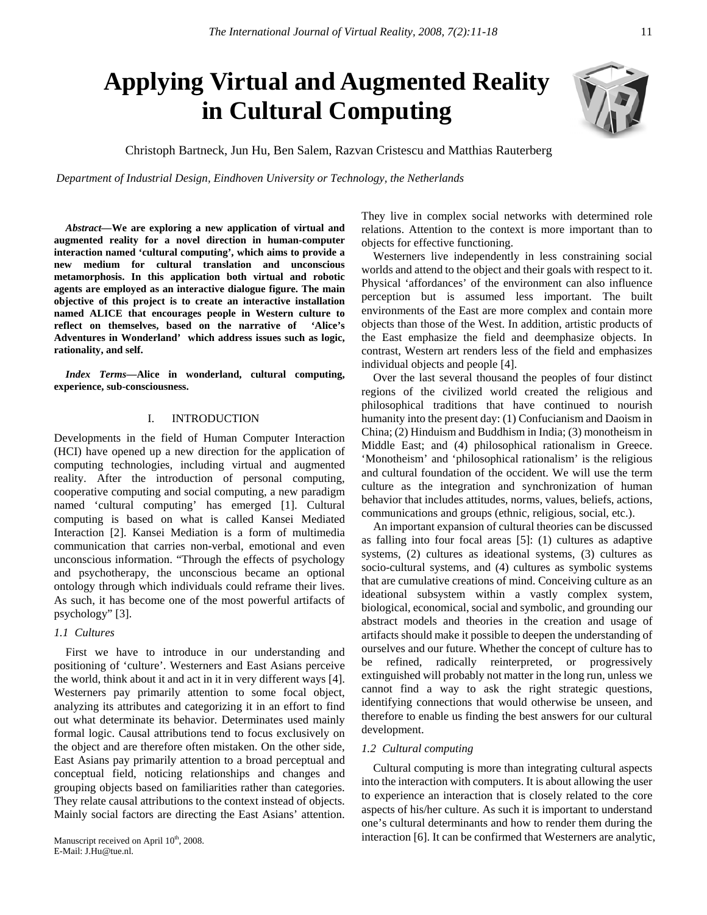# Applying Virtual and Augmented Reality in Cultural Computing

Christoph Bartneck, Jun Hu, Ben Salem, Razvan Cristescu and Matthias Rauterberg

*Department of Industrial Design, Eindhoven University or Technology, the Netherlands*

***Abstract*—We are exploring a new application of virtual and augmented reality for a novel direction in human-computer interaction named 'cultural computing', which aims to provide a new medium for cultural translation and unconscious metamorphosis. In this application both virtual and robotic agents are employed as an interactive dialogue figure. The main objective of this project is to create an interactive installation named ALICE that encourages people in Western culture to reflect on themselves, based on the narrative of 'Alice's Adventures in Wonderland' which address issues such as logic, rationality, and self.**

***Index Terms*—Alice in wonderland, cultural computing, experience, sub-consciousness.**

## I. INTRODUCTION

Developments in the field of Human Computer Interaction (HCI) have opened up a new direction for the application of computing technologies, including virtual and augmented reality. After the introduction of personal computing, cooperative computing and social computing, a new paradigm named 'cultural computing' has emerged [1]. Cultural computing is based on what is called Kansei Mediated Interaction [2]. Kansei Mediation is a form of multimedia communication that carries non-verbal, emotional and even unconscious information. "Through the effects of psychology and psychotherapy, the unconscious became an optional ontology through which individuals could reframe their lives. As such, it has become one of the most powerful artifacts of psychology" [3].

### *1.1 Cultures*

First we have to introduce in our understanding and positioning of 'culture'. Westerners and East Asians perceive the world, think about it and act in it in very different ways [4]. Westerners pay primarily attention to some focal object, analyzing its attributes and categorizing it in an effort to find out what determinate its behavior. Determinates used mainly formal logic. Causal attributions tend to focus exclusively on the object and are therefore often mistaken. On the other side, East Asians pay primarily attention to a broad perceptual and conceptual field, noticing relationships and changes and grouping objects based on familiarities rather than categories. They relate causal attributions to the context instead of objects. Mainly social factors are directing the East Asians' attention. They live in complex social networks with determined role relations. Attention to the context is more important than to objects for effective functioning.

Westerners live independently in less constraining social worlds and attend to the object and their goals with respect to it. Physical 'affordances' of the environment can also influence perception but is assumed less important. The built environments of the East are more complex and contain more objects than those of the West. In addition, artistic products of the East emphasize the field and deemphasize objects. In contrast, Western art renders less of the field and emphasizes individual objects and people [4].

Over the last several thousand the peoples of four distinct regions of the civilized world created the religious and philosophical traditions that have continued to nourish humanity into the present day: (1) Confucianism and Daoism in China; (2) Hinduism and Buddhism in India; (3) monotheism in Middle East; and (4) philosophical rationalism in Greece. 'Monotheism' and 'philosophical rationalism' is the religious and cultural foundation of the occident. We will use the term culture as the integration and synchronization of human behavior that includes attitudes, norms, values, beliefs, actions, communications and groups (ethnic, religious, social, etc.).

An important expansion of cultural theories can be discussed as falling into four focal areas [5]: (1) cultures as adaptive systems, (2) cultures as ideational systems, (3) cultures as socio-cultural systems, and (4) cultures as symbolic systems that are cumulative creations of mind. Conceiving culture as an ideational subsystem within a vastly complex system, biological, economical, social and symbolic, and grounding our abstract models and theories in the creation and usage of artifacts should make it possible to deepen the understanding of ourselves and our future. Whether the concept of culture has to be refined, radically reinterpreted, or progressively extinguished will probably not matter in the long run, unless we cannot find a way to ask the right strategic questions, identifying connections that would otherwise be unseen, and therefore to enable us finding the best answers for our cultural development.

### *1.2 Cultural computing*

Cultural computing is more than integrating cultural aspects into the interaction with computers. It is about allowing the user to experience an interaction that is closely related to the core aspects of his/her culture. As such it is important to understand one's cultural determinants and how to render them during the interaction [6]. It can be confirmed that Westerners are analytic,

Manuscript received on April 10th, 2008.
E-Mail: J.Hu@tue.nl.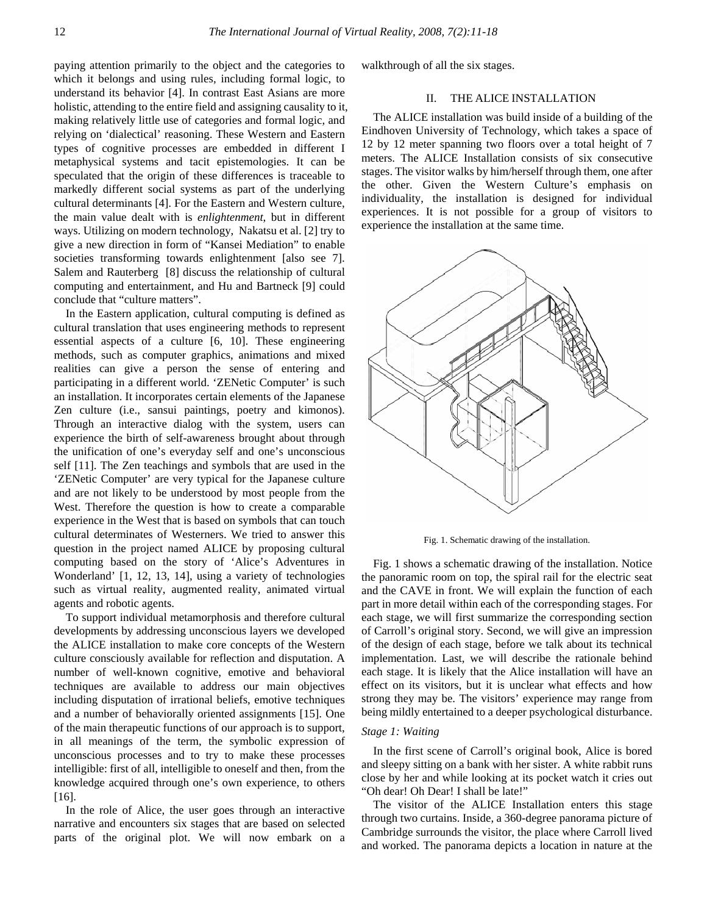paying attention primarily to the object and the categories to which it belongs and using rules, including formal logic, to understand its behavior [4]. In contrast East Asians are more holistic, attending to the entire field and assigning causality to it, making relatively little use of categories and formal logic, and relying on 'dialectical' reasoning. These Western and Eastern types of cognitive processes are embedded in different I metaphysical systems and tacit epistemologies. It can be speculated that the origin of these differences is traceable to markedly different social systems as part of the underlying cultural determinants [4]. For the Eastern and Western culture, the main value dealt with is *enlightenment*, but in different ways. Utilizing on modern technology, Nakatsu et al. [2] try to give a new direction in form of "Kansei Mediation" to enable societies transforming towards enlightenment [also see 7]. Salem and Rauterberg [8] discuss the relationship of cultural computing and entertainment, and Hu and Bartneck [9] could conclude that "culture matters".

In the Eastern application, cultural computing is defined as cultural translation that uses engineering methods to represent essential aspects of a culture [6, 10]. These engineering methods, such as computer graphics, animations and mixed realities can give a person the sense of entering and participating in a different world. 'ZENetic Computer' is such an installation. It incorporates certain elements of the Japanese Zen culture (i.e., sansui paintings, poetry and kimonos). Through an interactive dialog with the system, users can experience the birth of self-awareness brought about through the unification of one's everyday self and one's unconscious self [11]. The Zen teachings and symbols that are used in the 'ZENetic Computer' are very typical for the Japanese culture and are not likely to be understood by most people from the West. Therefore the question is how to create a comparable experience in the West that is based on symbols that can touch cultural determinates of Westerners. We tried to answer this question in the project named ALICE by proposing cultural computing based on the story of 'Alice's Adventures in Wonderland' [1, 12, 13, 14], using a variety of technologies such as virtual reality, augmented reality, animated virtual agents and robotic agents.

To support individual metamorphosis and therefore cultural developments by addressing unconscious layers we developed the ALICE installation to make core concepts of the Western culture consciously available for reflection and disputation. A number of well-known cognitive, emotive and behavioral techniques are available to address our main objectives including disputation of irrational beliefs, emotive techniques and a number of behaviorally oriented assignments [15]. One of the main therapeutic functions of our approach is to support, in all meanings of the term, the symbolic expression of unconscious processes and to try to make these processes intelligible: first of all, intelligible to oneself and then, from the knowledge acquired through one's own experience, to others [16].

In the role of Alice, the user goes through an interactive narrative and encounters six stages that are based on selected parts of the original plot. We will now embark on a walkthrough of all the six stages.

## II. THE ALICE INSTALLATION

The ALICE installation was build inside of a building of the Eindhoven University of Technology, which takes a space of 12 by 12 meter spanning two floors over a total height of 7 meters. The ALICE Installation consists of six consecutive stages. The visitor walks by him/herself through them, one after the other. Given the Western Culture's emphasis on individuality, the installation is designed for individual experiences. It is not possible for a group of visitors to experience the installation at the same time.

Fig. 1. Schematic drawing of the installation.

Fig. 1 shows a schematic drawing of the installation. Notice the panoramic room on top, the spiral rail for the electric seat and the CAVE in front. We will explain the function of each part in more detail within each of the corresponding stages. For each stage, we will first summarize the corresponding section of Carroll's original story. Second, we will give an impression of the design of each stage, before we talk about its technical implementation. Last, we will describe the rationale behind each stage. It is likely that the Alice installation will have an effect on its visitors, but it is unclear what effects and how strong they may be. The visitors' experience may range from being mildly entertained to a deeper psychological disturbance.

### *Stage 1: Waiting*

In the first scene of Carroll's original book, Alice is bored and sleepy sitting on a bank with her sister. A white rabbit runs close by her and while looking at its pocket watch it cries out "Oh dear! Oh Dear! I shall be late!"

The visitor of the ALICE Installation enters this stage through two curtains. Inside, a 360-degree panorama picture of Cambridge surrounds the visitor, the place where Carroll lived and worked. The panorama depicts a location in nature at the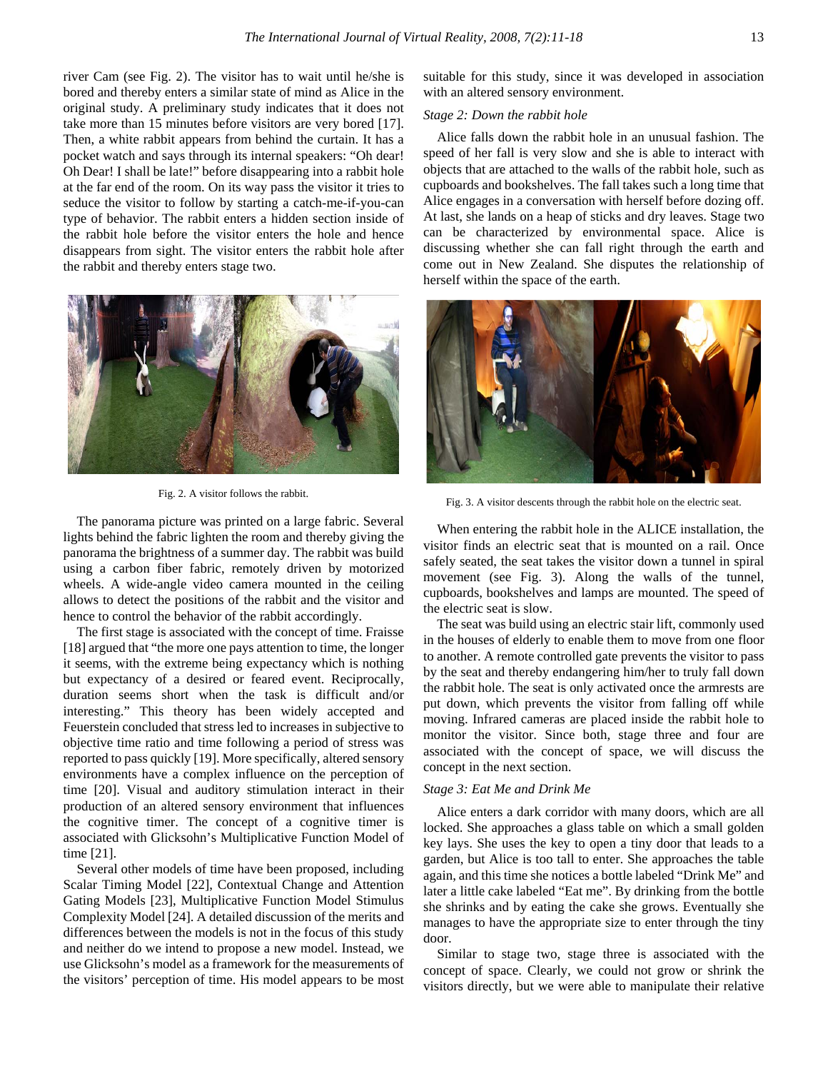river Cam (see Fig. 2). The visitor has to wait until he/she is bored and thereby enters a similar state of mind as Alice in the original study. A preliminary study indicates that it does not take more than 15 minutes before visitors are very bored [17]. Then, a white rabbit appears from behind the curtain. It has a pocket watch and says through its internal speakers: "Oh dear! Oh Dear! I shall be late!" before disappearing into a rabbit hole at the far end of the room. On its way pass the visitor it tries to seduce the visitor to follow by starting a catch-me-if-you-can type of behavior. The rabbit enters a hidden section inside of the rabbit hole before the visitor enters the hole and hence disappears from sight. The visitor enters the rabbit hole after the rabbit and thereby enters stage two.

Fig. 2. A visitor follows the rabbit.

The panorama picture was printed on a large fabric. Several lights behind the fabric lighten the room and thereby giving the panorama the brightness of a summer day. The rabbit was build using a carbon fiber fabric, remotely driven by motorized wheels. A wide-angle video camera mounted in the ceiling allows to detect the positions of the rabbit and the visitor and hence to control the behavior of the rabbit accordingly.

The first stage is associated with the concept of time. Fraisse [18] argued that "the more one pays attention to time, the longer it seems, with the extreme being expectancy which is nothing but expectancy of a desired or feared event. Reciprocally, duration seems short when the task is difficult and/or interesting." This theory has been widely accepted and Feuerstein concluded that stress led to increases in subjective to objective time ratio and time following a period of stress was reported to pass quickly [19]. More specifically, altered sensory environments have a complex influence on the perception of time [20]. Visual and auditory stimulation interact in their production of an altered sensory environment that influences the cognitive timer. The concept of a cognitive timer is associated with Glicksohn's Multiplicative Function Model of time [21].

Several other models of time have been proposed, including Scalar Timing Model [22], Contextual Change and Attention Gating Models [23], Multiplicative Function Model Stimulus Complexity Model [24]. A detailed discussion of the merits and differences between the models is not in the focus of this study and neither do we intend to propose a new model. Instead, we use Glicksohn's model as a framework for the measurements of the visitors' perception of time. His model appears to be most suitable for this study, since it was developed in association with an altered sensory environment.

*Stage 2: Down the rabbit hole*

Alice falls down the rabbit hole in an unusual fashion. The speed of her fall is very slow and she is able to interact with objects that are attached to the walls of the rabbit hole, such as cupboards and bookshelves. The fall takes such a long time that Alice engages in a conversation with herself before dozing off. At last, she lands on a heap of sticks and dry leaves. Stage two can be characterized by environmental space. Alice is discussing whether she can fall right through the earth and come out in New Zealand. She disputes the relationship of herself within the space of the earth.

Fig. 3. A visitor descents through the rabbit hole on the electric seat.

When entering the rabbit hole in the ALICE installation, the visitor finds an electric seat that is mounted on a rail. Once safely seated, the seat takes the visitor down a tunnel in spiral movement (see Fig. 3). Along the walls of the tunnel, cupboards, bookshelves and lamps are mounted. The speed of the electric seat is slow.

The seat was build using an electric stair lift, commonly used in the houses of elderly to enable them to move from one floor to another. A remote controlled gate prevents the visitor to pass by the seat and thereby endangering him/her to truly fall down the rabbit hole. The seat is only activated once the armrests are put down, which prevents the visitor from falling off while moving. Infrared cameras are placed inside the rabbit hole to monitor the visitor. Since both, stage three and four are associated with the concept of space, we will discuss the concept in the next section.

*Stage 3: Eat Me and Drink Me*

Alice enters a dark corridor with many doors, which are all locked. She approaches a glass table on which a small golden key lays. She uses the key to open a tiny door that leads to a garden, but Alice is too tall to enter. She approaches the table again, and this time she notices a bottle labeled "Drink Me" and later a little cake labeled "Eat me". By drinking from the bottle she shrinks and by eating the cake she grows. Eventually she manages to have the appropriate size to enter through the tiny door.

Similar to stage two, stage three is associated with the concept of space. Clearly, we could not grow or shrink the visitors directly, but we were able to manipulate their relative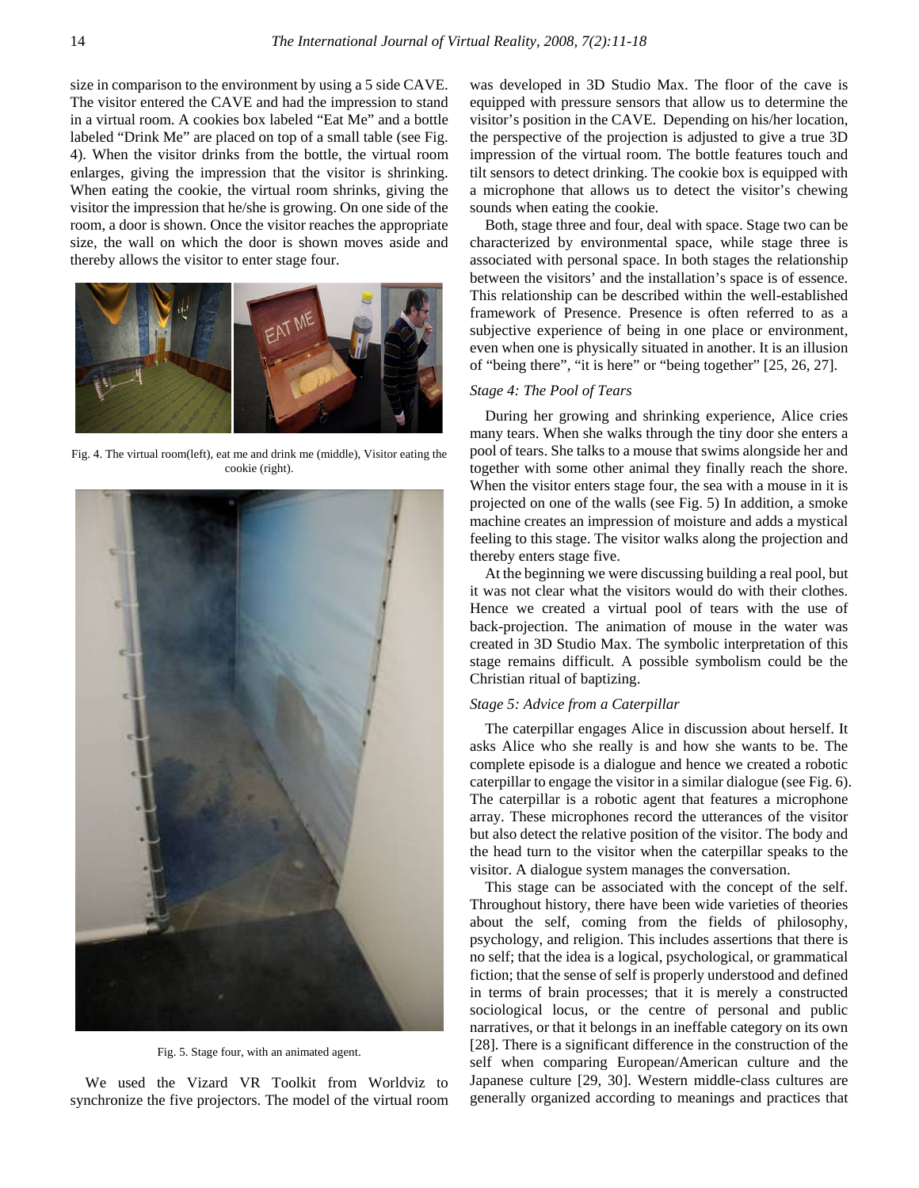size in comparison to the environment by using a 5 side CAVE. The visitor entered the CAVE and had the impression to stand in a virtual room. A cookies box labeled "Eat Me" and a bottle labeled "Drink Me" are placed on top of a small table (see Fig. 4). When the visitor drinks from the bottle, the virtual room enlarges, giving the impression that the visitor is shrinking. When eating the cookie, the virtual room shrinks, giving the visitor the impression that he/she is growing. On one side of the room, a door is shown. Once the visitor reaches the appropriate size, the wall on which the door is shown moves aside and thereby allows the visitor to enter stage four.

Fig. 4. The virtual room(left), eat me and drink me (middle), Visitor eating the cookie (right).

Fig. 5. Stage four, with an animated agent.

We used the Vizard VR Toolkit from Worldviz to synchronize the five projectors. The model of the virtual room was developed in 3D Studio Max. The floor of the cave is equipped with pressure sensors that allow us to determine the visitor's position in the CAVE. Depending on his/her location, the perspective of the projection is adjusted to give a true 3D impression of the virtual room. The bottle features touch and tilt sensors to detect drinking. The cookie box is equipped with a microphone that allows us to detect the visitor's chewing sounds when eating the cookie.

Both, stage three and four, deal with space. Stage two can be characterized by environmental space, while stage three is associated with personal space. In both stages the relationship between the visitors' and the installation's space is of essence. This relationship can be described within the well-established framework of Presence. Presence is often referred to as a subjective experience of being in one place or environment, even when one is physically situated in another. It is an illusion of "being there", "it is here" or "being together" [25, 26, 27].

### *Stage 4: The Pool of Tears*

During her growing and shrinking experience, Alice cries many tears. When she walks through the tiny door she enters a pool of tears. She talks to a mouse that swims alongside her and together with some other animal they finally reach the shore. When the visitor enters stage four, the sea with a mouse in it is projected on one of the walls (see Fig. 5) In addition, a smoke machine creates an impression of moisture and adds a mystical feeling to this stage. The visitor walks along the projection and thereby enters stage five.

At the beginning we were discussing building a real pool, but it was not clear what the visitors would do with their clothes. Hence we created a virtual pool of tears with the use of back-projection. The animation of mouse in the water was created in 3D Studio Max. The symbolic interpretation of this stage remains difficult. A possible symbolism could be the Christian ritual of baptizing.

### *Stage 5: Advice from a Caterpillar*

The caterpillar engages Alice in discussion about herself. It asks Alice who she really is and how she wants to be. The complete episode is a dialogue and hence we created a robotic caterpillar to engage the visitor in a similar dialogue (see Fig. 6). The caterpillar is a robotic agent that features a microphone array. These microphones record the utterances of the visitor but also detect the relative position of the visitor. The body and the head turn to the visitor when the caterpillar speaks to the visitor. A dialogue system manages the conversation.

This stage can be associated with the concept of the self. Throughout history, there have been wide varieties of theories about the self, coming from the fields of philosophy, psychology, and religion. This includes assertions that there is no self; that the idea is a logical, psychological, or grammatical fiction; that the sense of self is properly understood and defined in terms of brain processes; that it is merely a constructed sociological locus, or the centre of personal and public narratives, or that it belongs in an ineffable category on its own [28]. There is a significant difference in the construction of the self when comparing European/American culture and the Japanese culture [29, 30]. Western middle-class cultures are generally organized according to meanings and practices that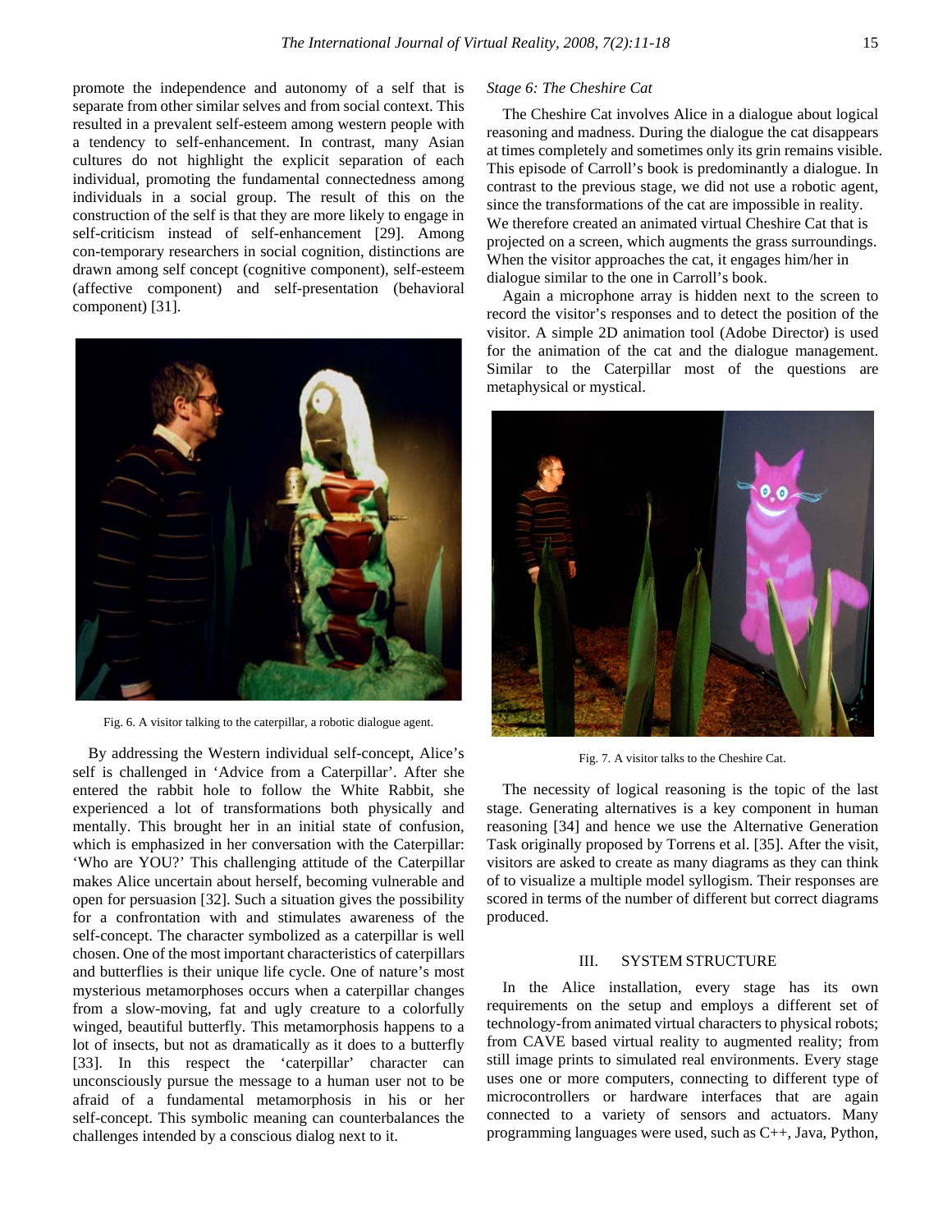promote the independence and autonomy of a self that is separate from other similar selves and from social context. This resulted in a prevalent self-esteem among western people with a tendency to self-enhancement. In contrast, many Asian cultures do not highlight the explicit separation of each individual, promoting the fundamental connectedness among individuals in a social group. The result of this on the construction of the self is that they are more likely to engage in self-criticism instead of self-enhancement [29]. Among con-temporary researchers in social cognition, distinctions are drawn among self concept (cognitive component), self-esteem (affective component) and self-presentation (behavioral component) [31].

Fig. 6. A visitor talking to the caterpillar, a robotic dialogue agent.

By addressing the Western individual self-concept, Alice's self is challenged in 'Advice from a Caterpillar'. After she entered the rabbit hole to follow the White Rabbit, she experienced a lot of transformations both physically and mentally. This brought her in an initial state of confusion, which is emphasized in her conversation with the Caterpillar: 'Who are YOU?' This challenging attitude of the Caterpillar makes Alice uncertain about herself, becoming vulnerable and open for persuasion [32]. Such a situation gives the possibility for a confrontation with and stimulates awareness of the self-concept. The character symbolized as a caterpillar is well chosen. One of the most important characteristics of caterpillars and butterflies is their unique life cycle. One of nature's most mysterious metamorphoses occurs when a caterpillar changes from a slow-moving, fat and ugly creature to a colorfully winged, beautiful butterfly. This metamorphosis happens to a lot of insects, but not as dramatically as it does to a butterfly [33]. In this respect the 'caterpillar' character can unconsciously pursue the message to a human user not to be afraid of a fundamental metamorphosis in his or her self-concept. This symbolic meaning can counterbalances the challenges intended by a conscious dialog next to it.

*Stage 6: The Cheshire Cat*

The Cheshire Cat involves Alice in a dialogue about logical reasoning and madness. During the dialogue the cat disappears at times completely and sometimes only its grin remains visible. This episode of Carroll's book is predominantly a dialogue. In contrast to the previous stage, we did not use a robotic agent, since the transformations of the cat are impossible in reality. We therefore created an animated virtual Cheshire Cat that is projected on a screen, which augments the grass surroundings. When the visitor approaches the cat, it engages him/her in dialogue similar to the one in Carroll's book.

Again a microphone array is hidden next to the screen to record the visitor's responses and to detect the position of the visitor. A simple 2D animation tool (Adobe Director) is used for the animation of the cat and the dialogue management. Similar to the Caterpillar most of the questions are metaphysical or mystical.

Fig. 7. A visitor talks to the Cheshire Cat.

The necessity of logical reasoning is the topic of the last stage. Generating alternatives is a key component in human reasoning [34] and hence we use the Alternative Generation Task originally proposed by Torrens et al. [35]. After the visit, visitors are asked to create as many diagrams as they can think of to visualize a multiple model syllogism. Their responses are scored in terms of the number of different but correct diagrams produced.

## III. SYSTEM STRUCTURE

In the Alice installation, every stage has its own requirements on the setup and employs a different set of technology-from animated virtual characters to physical robots; from CAVE based virtual reality to augmented reality; from still image prints to simulated real environments. Every stage uses one or more computers, connecting to different type of microcontrollers or hardware interfaces that are again connected to a variety of sensors and actuators. Many programming languages were used, such as C++, Java, Python,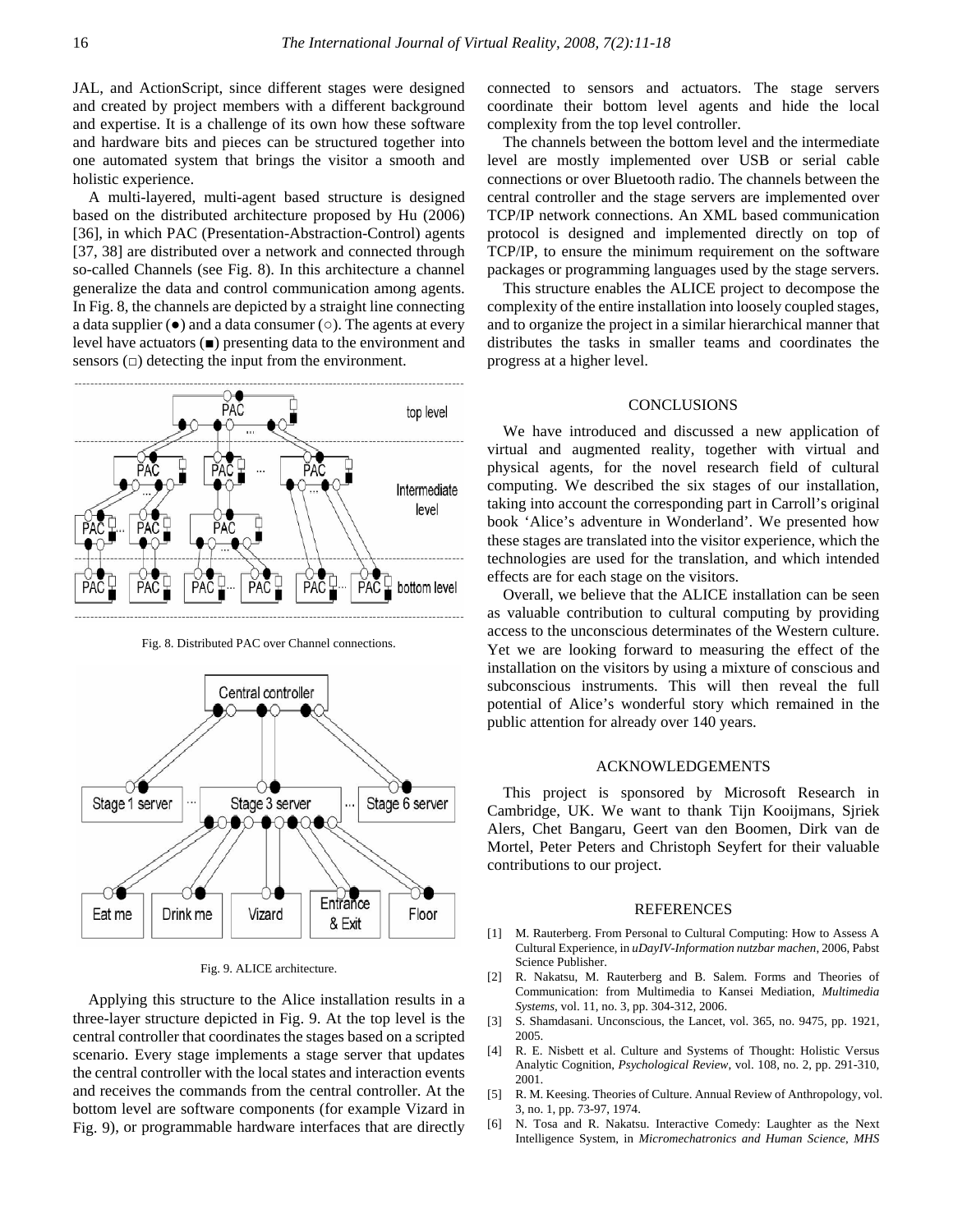JAL, and ActionScript, since different stages were designed and created by project members with a different background and expertise. It is a challenge of its own how these software and hardware bits and pieces can be structured together into one automated system that brings the visitor a smooth and holistic experience.

A multi-layered, multi-agent based structure is designed based on the distributed architecture proposed by Hu (2006) [36], in which PAC (Presentation-Abstraction-Control) agents [37, 38] are distributed over a network and connected through so-called Channels (see Fig. 8). In this architecture a channel generalize the data and control communication among agents. In Fig. 8, the channels are depicted by a straight line connecting a data supplier (●) and a data consumer (○). The agents at every level have actuators (■) presenting data to the environment and sensors (□) detecting the input from the environment.

Fig. 8. Distributed PAC over Channel connections.

Fig. 9. ALICE architecture.

Applying this structure to the Alice installation results in a three-layer structure depicted in Fig. 9. At the top level is the central controller that coordinates the stages based on a scripted scenario. Every stage implements a stage server that updates the central controller with the local states and interaction events and receives the commands from the central controller. At the bottom level are software components (for example Vizard in Fig. 9), or programmable hardware interfaces that are directly connected to sensors and actuators. The stage servers coordinate their bottom level agents and hide the local complexity from the top level controller.

The channels between the bottom level and the intermediate level are mostly implemented over USB or serial cable connections or over Bluetooth radio. The channels between the central controller and the stage servers are implemented over TCP/IP network connections. An XML based communication protocol is designed and implemented directly on top of TCP/IP, to ensure the minimum requirement on the software packages or programming languages used by the stage servers.

This structure enables the ALICE project to decompose the complexity of the entire installation into loosely coupled stages, and to organize the project in a similar hierarchical manner that distributes the tasks in smaller teams and coordinates the progress at a higher level.

## CONCLUSIONS

We have introduced and discussed a new application of virtual and augmented reality, together with virtual and physical agents, for the novel research field of cultural computing. We described the six stages of our installation, taking into account the corresponding part in Carroll's original book 'Alice's adventure in Wonderland'. We presented how these stages are translated into the visitor experience, which the technologies are used for the translation, and which intended effects are for each stage on the visitors.

Overall, we believe that the ALICE installation can be seen as valuable contribution to cultural computing by providing access to the unconscious determinates of the Western culture. Yet we are looking forward to measuring the effect of the installation on the visitors by using a mixture of conscious and subconscious instruments. This will then reveal the full potential of Alice's wonderful story which remained in the public attention for already over 140 years.

## ACKNOWLEDGEMENTS

This project is sponsored by Microsoft Research in Cambridge, UK. We want to thank Tijn Kooijmans, Sjriek Alers, Chet Bangaru, Geert van den Boomen, Dirk van de Mortel, Peter Peters and Christoph Seyfert for their valuable contributions to our project.

## REFERENCES

[1] M. Rauterberg. From Personal to Cultural Computing: How to Assess A Cultural Experience, in *uDayIV-Information nutzbar machen*, 2006, Pabst Science Publisher.

[2] R. Nakatsu, M. Rauterberg and B. Salem. Forms and Theories of Communication: from Multimedia to Kansei Mediation, *Multimedia Systems*, vol. 11, no. 3, pp. 304-312, 2006.

[3] S. Shamdasani. Unconscious, the Lancet, vol. 365, no. 9475, pp. 1921, 2005.

[4] R. E. Nisbett et al. Culture and Systems of Thought: Holistic Versus Analytic Cognition, *Psychological Review*, vol. 108, no. 2, pp. 291-310, 2001.

[5] R. M. Keesing. Theories of Culture. Annual Review of Anthropology, vol. 3, no. 1, pp. 73-97, 1974.

[6] N. Tosa and R. Nakatsu. Interactive Comedy: Laughter as the Next Intelligence System, in *Micromechatronics and Human Science, MHS*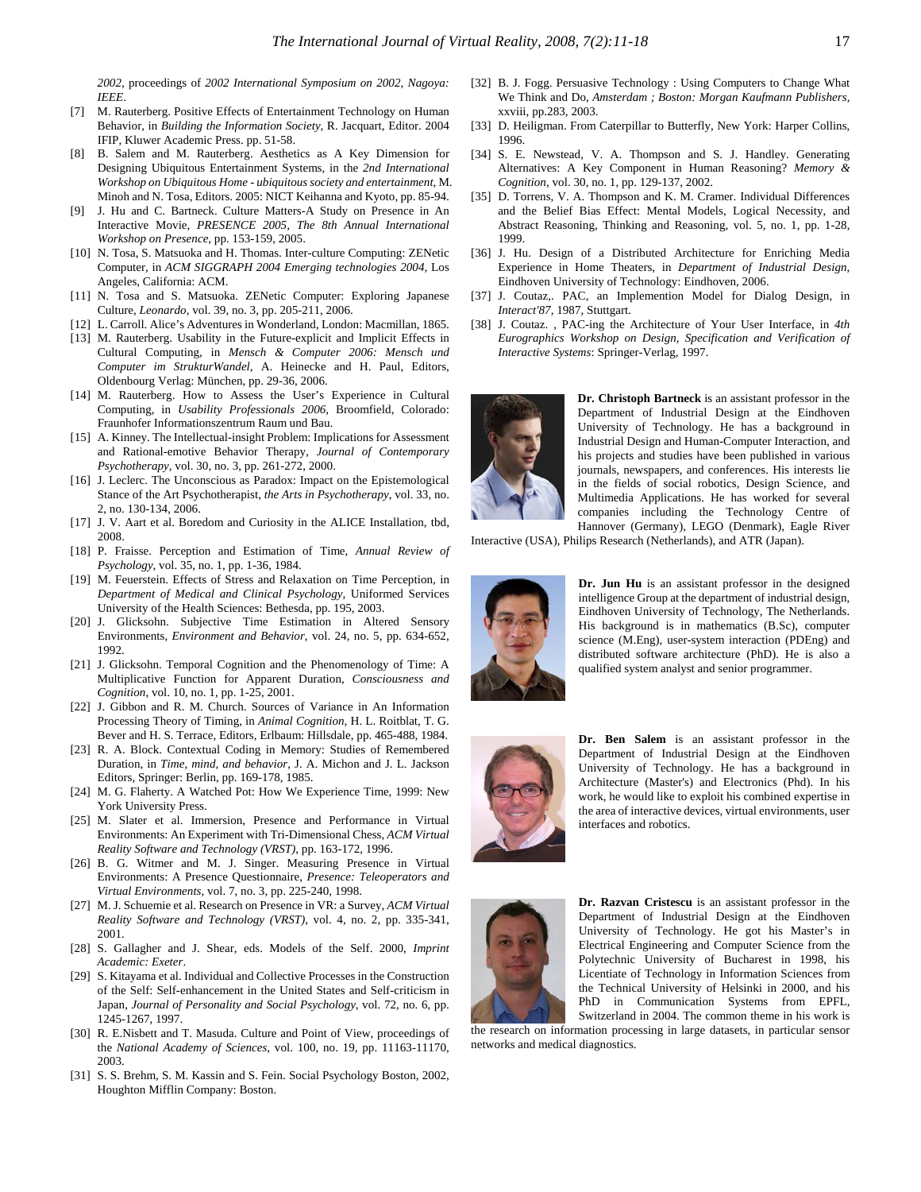*2002*, proceedings of *2002 International Symposium on 2002, Nagoya: IEEE*.

[7] M. Rauterberg. Positive Effects of Entertainment Technology on Human Behavior, in *Building the Information Society*, R. Jacquart, Editor. 2004 IFIP, Kluwer Academic Press. pp. 51-58.

[8] B. Salem and M. Rauterberg. Aesthetics as A Key Dimension for Designing Ubiquitous Entertainment Systems, in the *2nd International Workshop on Ubiquitous Home - ubiquitous society and entertainment*, M. Minoh and N. Tosa, Editors. 2005: NICT Keihanna and Kyoto, pp. 85-94.

[9] J. Hu and C. Bartneck. Culture Matters-A Study on Presence in An Interactive Movie, *PRESENCE 2005, The 8th Annual International Workshop on Presence*, pp. 153-159, 2005.

[10] N. Tosa, S. Matsuoka and H. Thomas. Inter-culture Computing: ZENetic Computer, in *ACM SIGGRAPH 2004 Emerging technologies 2004*, Los Angeles, California: ACM.

[11] N. Tosa and S. Matsuoka. ZENetic Computer: Exploring Japanese Culture, *Leonardo*, vol. 39, no. 3, pp. 205-211, 2006.

[12] L. Carroll. Alice's Adventures in Wonderland, London: Macmillan, 1865.

[13] M. Rauterberg. Usability in the Future-explicit and Implicit Effects in Cultural Computing, in *Mensch & Computer 2006: Mensch und Computer im StrukturWandel*, A. Heinecke and H. Paul, Editors, Oldenbourg Verlag: München, pp. 29-36, 2006.

[14] M. Rauterberg. How to Assess the User's Experience in Cultural Computing, in *Usability Professionals 2006*, Broomfield, Colorado: Fraunhofer Informationszentrum Raum und Bau.

[15] A. Kinney. The Intellectual-insight Problem: Implications for Assessment and Rational-emotive Behavior Therapy, *Journal of Contemporary Psychotherapy*, vol. 30, no. 3, pp. 261-272, 2000.

[16] J. Leclerc. The Unconscious as Paradox: Impact on the Epistemological Stance of the Art Psychotherapist, *the Arts in Psychotherapy*, vol. 33, no. 2, no. 130-134, 2006.

[17] J. V. Aart et al. Boredom and Curiosity in the ALICE Installation, tbd, 2008.

[18] P. Fraisse. Perception and Estimation of Time, *Annual Review of Psychology*, vol. 35, no. 1, pp. 1-36, 1984.

[19] M. Feuerstein. Effects of Stress and Relaxation on Time Perception, in *Department of Medical and Clinical Psychology*, Uniformed Services University of the Health Sciences: Bethesda, pp. 195, 2003.

[20] J. Glicksohn. Subjective Time Estimation in Altered Sensory Environments, *Environment and Behavior*, vol. 24, no. 5, pp. 634-652, 1992.

[21] J. Glicksohn. Temporal Cognition and the Phenomenology of Time: A Multiplicative Function for Apparent Duration, *Consciousness and Cognition*, vol. 10, no. 1, pp. 1-25, 2001.

[22] J. Gibbon and R. M. Church. Sources of Variance in An Information Processing Theory of Timing, in *Animal Cognition*, H. L. Roitblat, T. G. Bever and H. S. Terrace, Editors, Erlbaum: Hillsdale, pp. 465-488, 1984.

[23] R. A. Block. Contextual Coding in Memory: Studies of Remembered Duration, in *Time, mind, and behavior*, J. A. Michon and J. L. Jackson Editors, Springer: Berlin, pp. 169-178, 1985.

[24] M. G. Flaherty. A Watched Pot: How We Experience Time, 1999: New York University Press.

[25] M. Slater et al. Immersion, Presence and Performance in Virtual Environments: An Experiment with Tri-Dimensional Chess, *ACM Virtual Reality Software and Technology (VRST)*, pp. 163-172, 1996.

[26] B. G. Witmer and M. J. Singer. Measuring Presence in Virtual Environments: A Presence Questionnaire, *Presence: Teleoperators and Virtual Environments*, vol. 7, no. 3, pp. 225-240, 1998.

[27] M. J. Schuemie et al. Research on Presence in VR: a Survey, *ACM Virtual Reality Software and Technology (VRST)*, vol. 4, no. 2, pp. 335-341, 2001.

[28] S. Gallagher and J. Shear, eds. Models of the Self. 2000, *Imprint Academic: Exeter*.

[29] S. Kitayama et al. Individual and Collective Processes in the Construction of the Self: Self-enhancement in the United States and Self-criticism in Japan, *Journal of Personality and Social Psychology*, vol. 72, no. 6, pp. 1245-1267, 1997.

[30] R. E.Nisbett and T. Masuda. Culture and Point of View, proceedings of the *National Academy of Sciences*, vol. 100, no. 19, pp. 11163-11170, 2003.

[31] S. S. Brehm, S. M. Kassin and S. Fein. Social Psychology Boston, 2002, Houghton Mifflin Company: Boston.

[32] B. J. Fogg. Persuasive Technology : Using Computers to Change What We Think and Do, *Amsterdam ; Boston: Morgan Kaufmann Publishers*, xxviii, pp.283, 2003.

[33] D. Heiligman. From Caterpillar to Butterfly, New York: Harper Collins, 1996.

[34] S. E. Newstead, V. A. Thompson and S. J. Handley. Generating Alternatives: A Key Component in Human Reasoning? *Memory & Cognition*, vol. 30, no. 1, pp. 129-137, 2002.

[35] D. Torrens, V. A. Thompson and K. M. Cramer. Individual Differences and the Belief Bias Effect: Mental Models, Logical Necessity, and Abstract Reasoning, Thinking and Reasoning, vol. 5, no. 1, pp. 1-28, 1999.

[36] J. Hu. Design of a Distributed Architecture for Enriching Media Experience in Home Theaters, in *Department of Industrial Design*, Eindhoven University of Technology: Eindhoven, 2006.

[37] J. Coutaz,. PAC, an Implemention Model for Dialog Design, in *Interact'87*, 1987, Stuttgart.

[38] J. Coutaz. , PAC-ing the Architecture of Your User Interface, in *4th Eurographics Workshop on Design, Specification and Verification of Interactive Systems*: Springer-Verlag, 1997.

**Dr. Christoph Bartneck** is an assistant professor in the Department of Industrial Design at the Eindhoven University of Technology. He has a background in Industrial Design and Human-Computer Interaction, and his projects and studies have been published in various journals, newspapers, and conferences. His interests lie in the fields of social robotics, Design Science, and Multimedia Applications. He has worked for several companies including the Technology Centre of Hannover (Germany), LEGO (Denmark), Eagle River Interactive (USA), Philips Research (Netherlands), and ATR (Japan).

**Dr. Jun Hu** is an assistant professor in the designed intelligence Group at the department of industrial design, Eindhoven University of Technology, The Netherlands. His background is in mathematics (B.Sc), computer science (M.Eng), user-system interaction (PDEng) and distributed software architecture (PhD). He is also a qualified system analyst and senior programmer.

**Dr. Ben Salem** is an assistant professor in the Department of Industrial Design at the Eindhoven University of Technology. He has a background in Architecture (Master's) and Electronics (Phd). In his work, he would like to exploit his combined expertise in the area of interactive devices, virtual environments, user interfaces and robotics.

**Dr. Razvan Cristescu** is an assistant professor in the Department of Industrial Design at the Eindhoven University of Technology. He got his Master's in Electrical Engineering and Computer Science from the Polytechnic University of Bucharest in 1998, his Licentiate of Technology in Information Sciences from the Technical University of Helsinki in 2000, and his PhD in Communication Systems from EPFL, Switzerland in 2004. The common theme in his work is the research on information processing in large datasets, in particular sensor networks and medical diagnostics.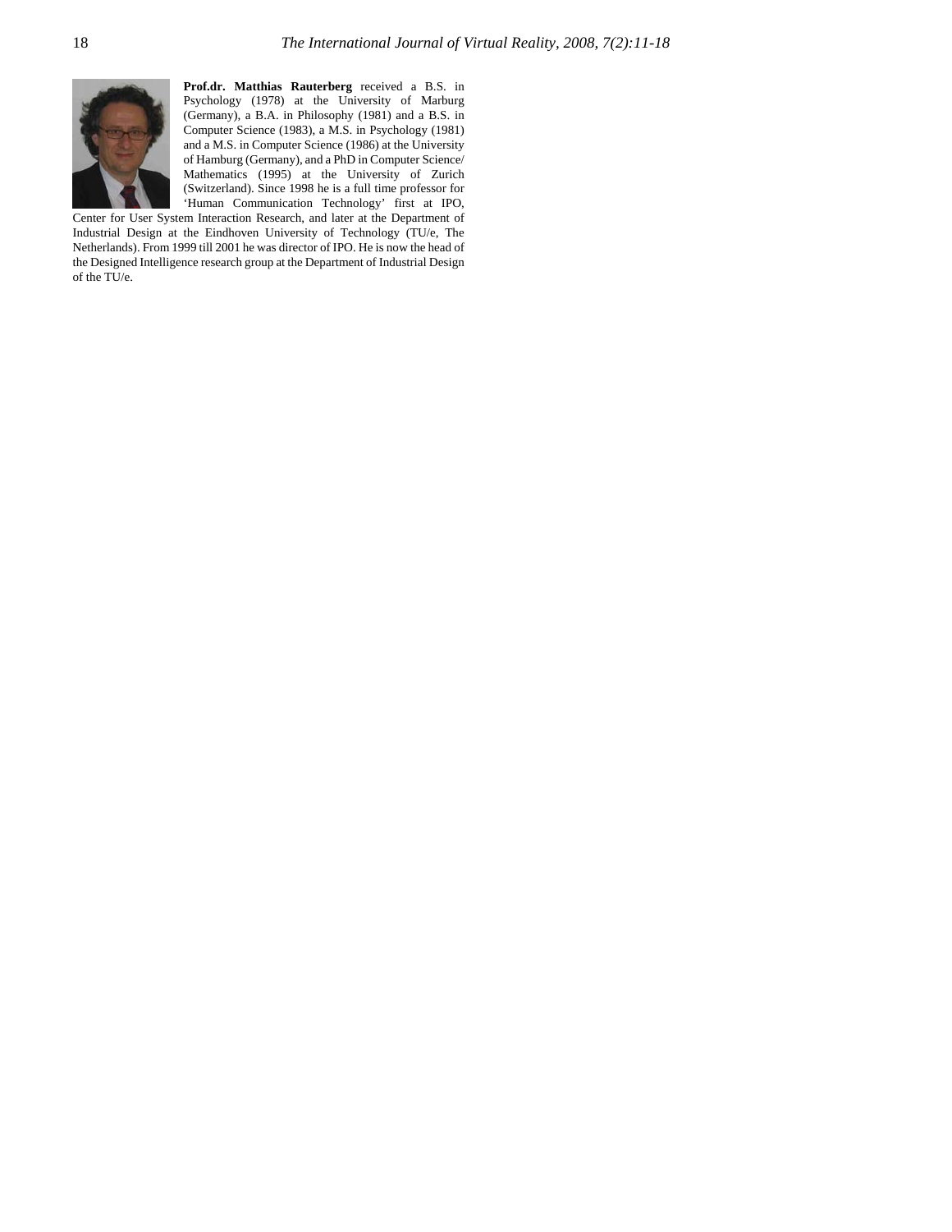**Prof.dr. Matthias Rauterberg** received a B.S. in Psychology (1978) at the University of Marburg (Germany), a B.A. in Philosophy (1981) and a B.S. in Computer Science (1983), a M.S. in Psychology (1981) and a M.S. in Computer Science (1986) at the University of Hamburg (Germany), and a PhD in Computer Science/ Mathematics (1995) at the University of Zurich (Switzerland). Since 1998 he is a full time professor for 'Human Communication Technology' first at IPO, Center for User System Interaction Research, and later at the Department of Industrial Design at the Eindhoven University of Technology (TU/e, The Netherlands). From 1999 till 2001 he was director of IPO. He is now the head of the Designed Intelligence research group at the Department of Industrial Design of the TU/e.